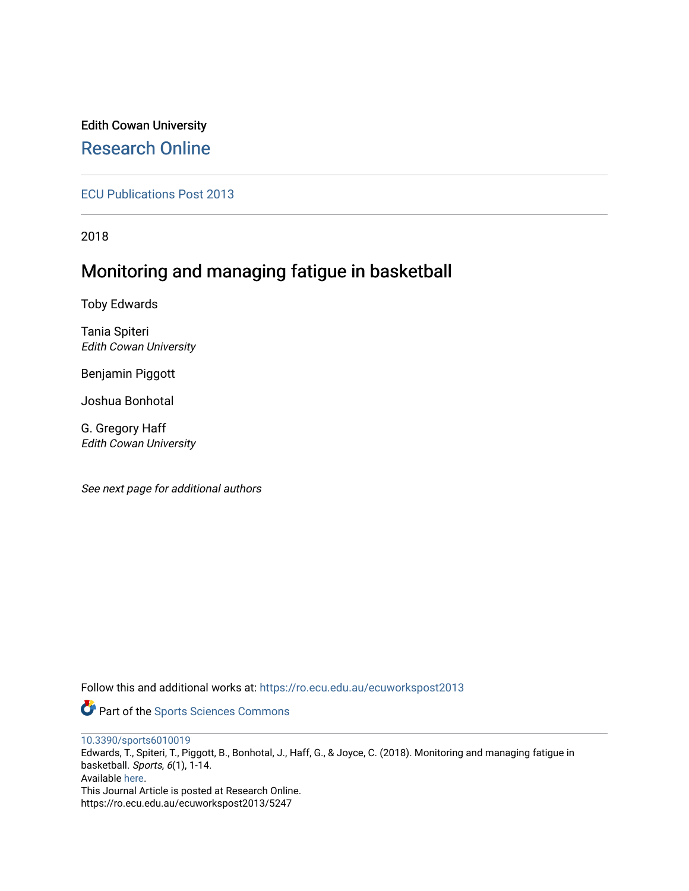Edith Cowan University

# Research Online

ECU Publications Post 2013

2018

## Monitoring and managing fatigue in basketball

Toby Edwards

Tania Spiteri
*Edith Cowan University*

Benjamin Piggott

Joshua Bonhotal

G. Gregory Haff
*Edith Cowan University*

*See next page for additional authors*

Follow this and additional works at: https://ro.ecu.edu.au/ecuworkspost2013

Part of the Sports Sciences Commons

10.3390/sports6010019
Edwards, T., Spiteri, T., Piggott, B., Bonhotal, J., Haff, G., & Joyce, C. (2018). Monitoring and managing fatigue in basketball. *Sports*, *6*(1), 1-14.
Available here.
This Journal Article is posted at Research Online.
https://ro.ecu.edu.au/ecuworkspost2013/5247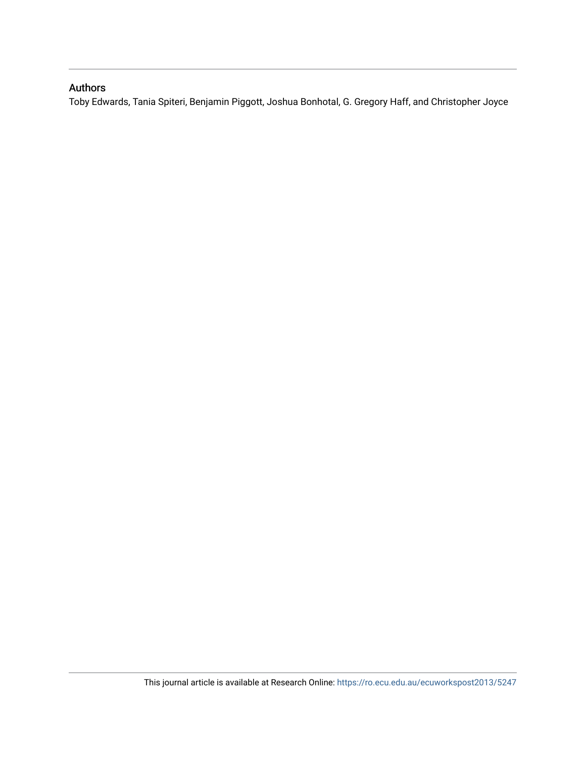## Authors

Toby Edwards, Tania Spiteri, Benjamin Piggott, Joshua Bonhotal, G. Gregory Haff, and Christopher Joyce

This journal article is available at Research Online: https://ro.ecu.edu.au/ecuworkspost2013/5247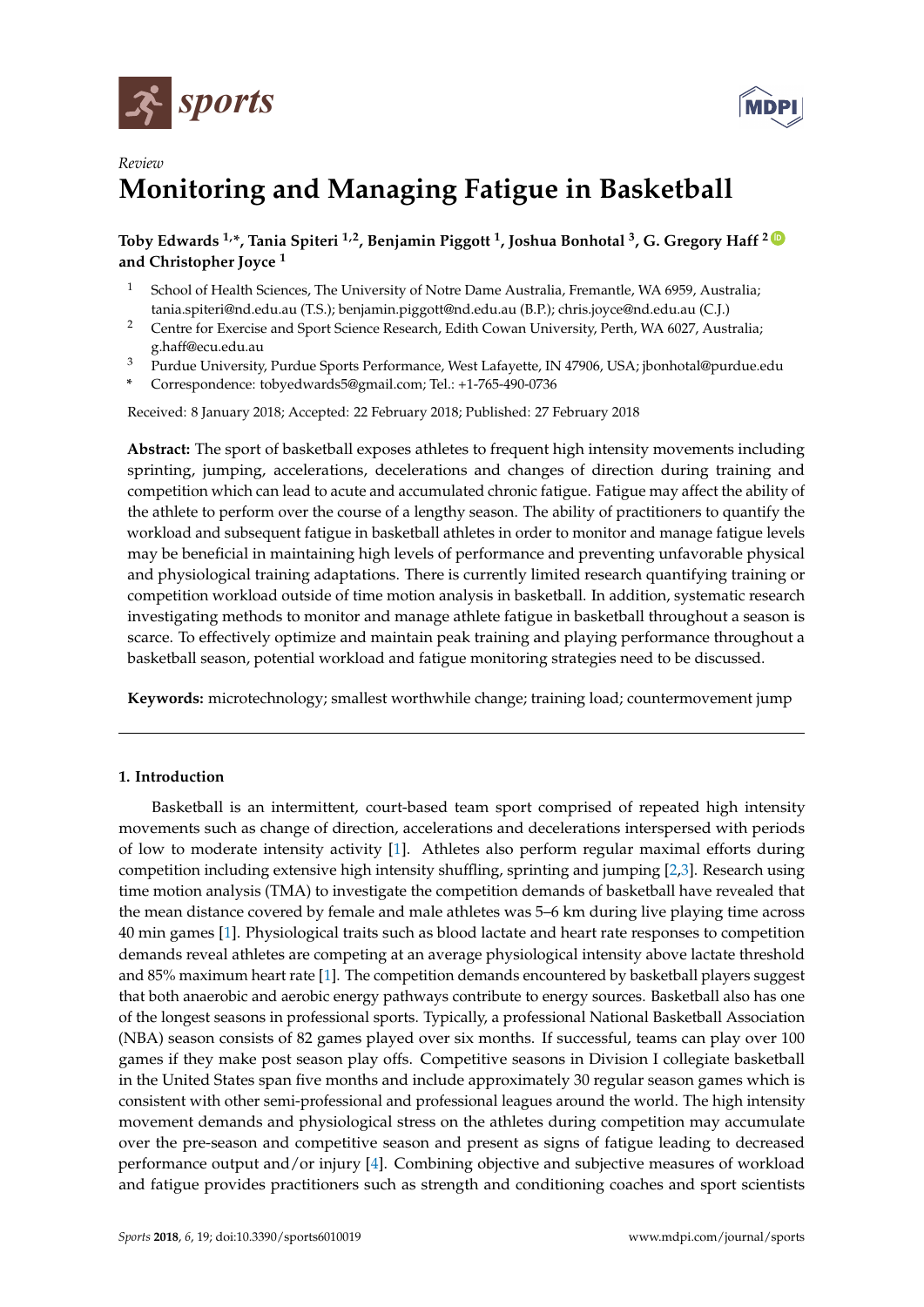sports

*Review*

# Monitoring and Managing Fatigue in Basketball

**Toby Edwards [1,*], Tania Spiteri [1,2], Benjamin Piggott [1], Joshua Bonhotal [3], G. Gregory Haff [2] and Christopher Joyce [1]**

[1] School of Health Sciences, The University of Notre Dame Australia, Fremantle, WA 6959, Australia; tania.spiteri@nd.edu.au (T.S.); benjamin.piggott@nd.edu.au (B.P.); chris.joyce@nd.edu.au (C.J.)

[2] Centre for Exercise and Sport Science Research, Edith Cowan University, Perth, WA 6027, Australia; g.haff@ecu.edu.au

[3] Purdue University, Purdue Sports Performance, West Lafayette, IN 47906, USA; jbonhotal@purdue.edu

[*] Correspondence: tobyedwards5@gmail.com; Tel.: +1-765-490-0736

Received: 8 January 2018; Accepted: 22 February 2018; Published: 27 February 2018

**Abstract:** The sport of basketball exposes athletes to frequent high intensity movements including sprinting, jumping, accelerations, decelerations and changes of direction during training and competition which can lead to acute and accumulated chronic fatigue. Fatigue may affect the ability of the athlete to perform over the course of a lengthy season. The ability of practitioners to quantify the workload and subsequent fatigue in basketball athletes in order to monitor and manage fatigue levels may be beneficial in maintaining high levels of performance and preventing unfavorable physical and physiological training adaptations. There is currently limited research quantifying training or competition workload outside of time motion analysis in basketball. In addition, systematic research investigating methods to monitor and manage athlete fatigue in basketball throughout a season is scarce. To effectively optimize and maintain peak training and playing performance throughout a basketball season, potential workload and fatigue monitoring strategies need to be discussed.

**Keywords:** microtechnology; smallest worthwhile change; training load; countermovement jump

## 1. Introduction

Basketball is an intermittent, court-based team sport comprised of repeated high intensity movements such as change of direction, accelerations and decelerations interspersed with periods of low to moderate intensity activity [1]. Athletes also perform regular maximal efforts during competition including extensive high intensity shuffling, sprinting and jumping [2,3]. Research using time motion analysis (TMA) to investigate the competition demands of basketball have revealed that the mean distance covered by female and male athletes was 5–6 km during live playing time across 40 min games [1]. Physiological traits such as blood lactate and heart rate responses to competition demands reveal athletes are competing at an average physiological intensity above lactate threshold and 85% maximum heart rate [1]. The competition demands encountered by basketball players suggest that both anaerobic and aerobic energy pathways contribute to energy sources. Basketball also has one of the longest seasons in professional sports. Typically, a professional National Basketball Association (NBA) season consists of 82 games played over six months. If successful, teams can play over 100 games if they make post season play offs. Competitive seasons in Division I collegiate basketball in the United States span five months and include approximately 30 regular season games which is consistent with other semi-professional and professional leagues around the world. The high intensity movement demands and physiological stress on the athletes during competition may accumulate over the pre-season and competitive season and present as signs of fatigue leading to decreased performance output and/or injury [4]. Combining objective and subjective measures of workload and fatigue provides practitioners such as strength and conditioning coaches and sport scientists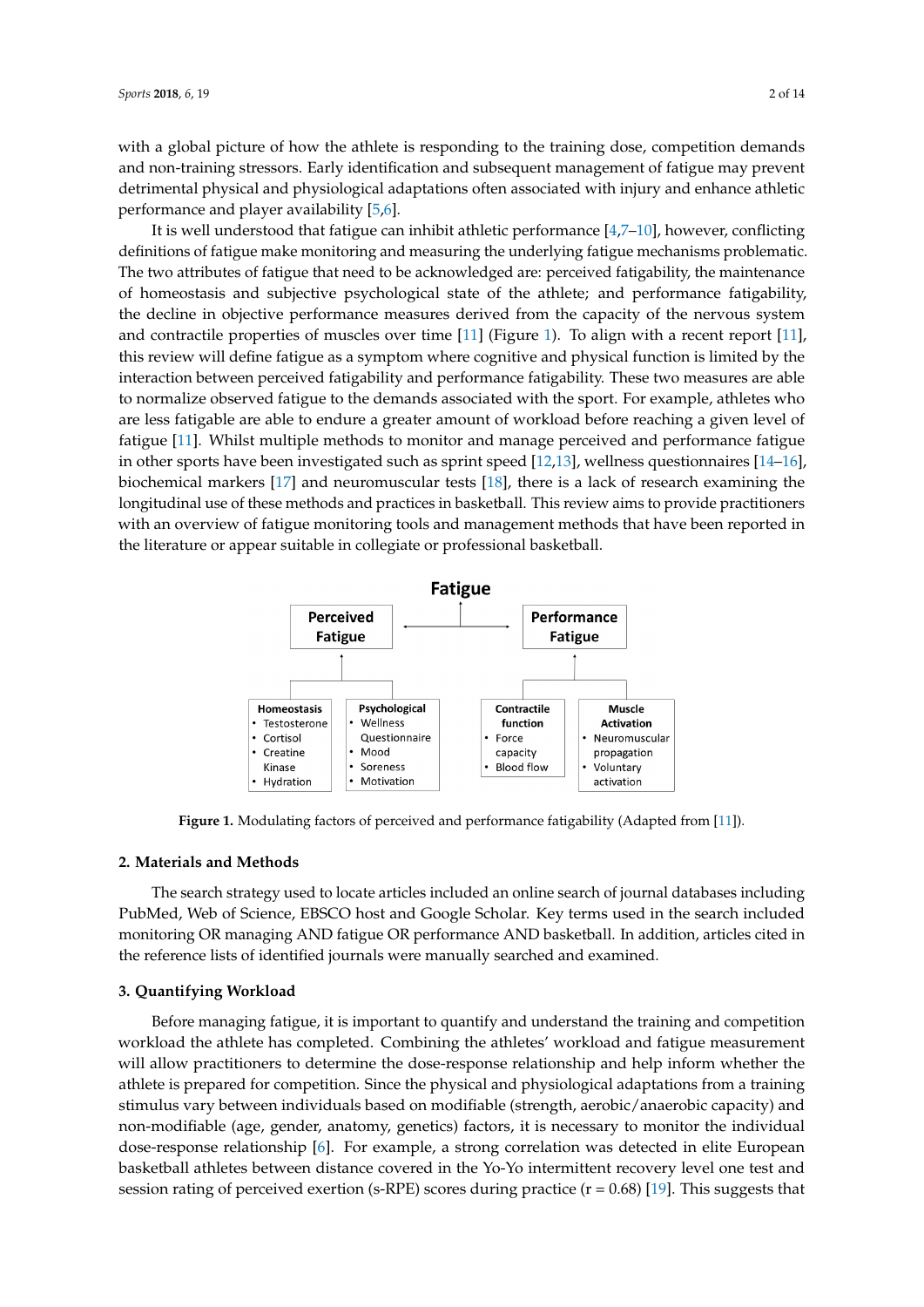with a global picture of how the athlete is responding to the training dose, competition demands and non-training stressors. Early identification and subsequent management of fatigue may prevent detrimental physical and physiological adaptations often associated with injury and enhance athletic performance and player availability [5,6].

It is well understood that fatigue can inhibit athletic performance [4,7–10], however, conflicting definitions of fatigue make monitoring and measuring the underlying fatigue mechanisms problematic. The two attributes of fatigue that need to be acknowledged are: perceived fatigability, the maintenance of homeostasis and subjective psychological state of the athlete; and performance fatigability, the decline in objective performance measures derived from the capacity of the nervous system and contractile properties of muscles over time [11] (Figure 1). To align with a recent report [11], this review will define fatigue as a symptom where cognitive and physical function is limited by the interaction between perceived fatigability and performance fatigability. These two measures are able to normalize observed fatigue to the demands associated with the sport. For example, athletes who are less fatigable are able to endure a greater amount of workload before reaching a given level of fatigue [11]. Whilst multiple methods to monitor and manage perceived and performance fatigue in other sports have been investigated such as sprint speed [12,13], wellness questionnaires [14–16], biochemical markers [17] and neuromuscular tests [18], there is a lack of research examining the longitudinal use of these methods and practices in basketball. This review aims to provide practitioners with an overview of fatigue monitoring tools and management methods that have been reported in the literature or appear suitable in collegiate or professional basketball.

**Figure 1.** Modulating factors of perceived and performance fatigability (Adapted from [11]).

## 2. Materials and Methods

The search strategy used to locate articles included an online search of journal databases including PubMed, Web of Science, EBSCO host and Google Scholar. Key terms used in the search included monitoring OR managing AND fatigue OR performance AND basketball. In addition, articles cited in the reference lists of identified journals were manually searched and examined.

## 3. Quantifying Workload

Before managing fatigue, it is important to quantify and understand the training and competition workload the athlete has completed. Combining the athletes' workload and fatigue measurement will allow practitioners to determine the dose-response relationship and help inform whether the athlete is prepared for competition. Since the physical and physiological adaptations from a training stimulus vary between individuals based on modifiable (strength, aerobic/anaerobic capacity) and non-modifiable (age, gender, anatomy, genetics) factors, it is necessary to monitor the individual dose-response relationship [6]. For example, a strong correlation was detected in elite European basketball athletes between distance covered in the Yo-Yo intermittent recovery level one test and session rating of perceived exertion (s-RPE) scores during practice ($r = 0.68$) [19]. This suggests that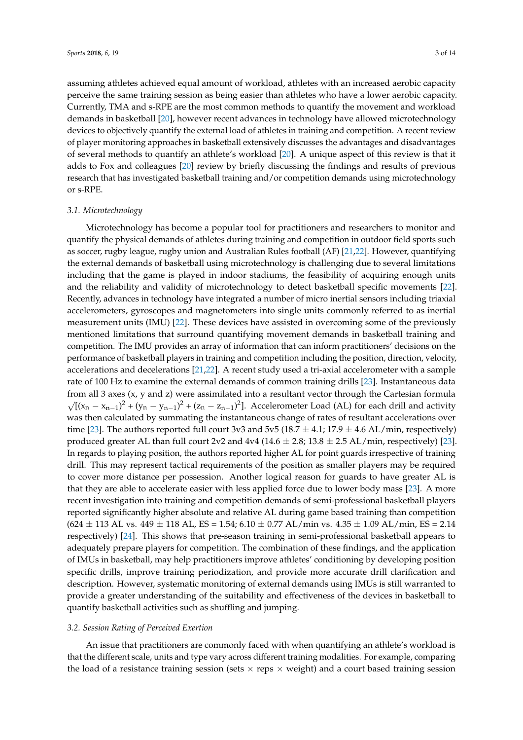assuming athletes achieved equal amount of workload, athletes with an increased aerobic capacity perceive the same training session as being easier than athletes who have a lower aerobic capacity. Currently, TMA and s-RPE are the most common methods to quantify the movement and workload demands in basketball [20], however recent advances in technology have allowed microtechnology devices to objectively quantify the external load of athletes in training and competition. A recent review of player monitoring approaches in basketball extensively discusses the advantages and disadvantages of several methods to quantify an athlete's workload [20]. A unique aspect of this review is that it adds to Fox and colleagues [20] review by briefly discussing the findings and results of previous research that has investigated basketball training and/or competition demands using microtechnology or s-RPE.

### *3.1. Microtechnology*

Microtechnology has become a popular tool for practitioners and researchers to monitor and quantify the physical demands of athletes during training and competition in outdoor field sports such as soccer, rugby league, rugby union and Australian Rules football (AF) [21,22]. However, quantifying the external demands of basketball using microtechnology is challenging due to several limitations including that the game is played in indoor stadiums, the feasibility of acquiring enough units and the reliability and validity of microtechnology to detect basketball specific movements [22]. Recently, advances in technology have integrated a number of micro inertial sensors including triaxial accelerometers, gyroscopes and magnetometers into single units commonly referred to as inertial measurement units (IMU) [22]. These devices have assisted in overcoming some of the previously mentioned limitations that surround quantifying movement demands in basketball training and competition. The IMU provides an array of information that can inform practitioners' decisions on the performance of basketball players in training and competition including the position, direction, velocity, accelerations and decelerations [21,22]. A recent study used a tri-axial accelerometer with a sample rate of 100 Hz to examine the external demands of common training drills [23]. Instantaneous data from all 3 axes (x, y and z) were assimilated into a resultant vector through the Cartesian formula $\sqrt{[(x_n - x_{n-1})^2 + (y_n - y_{n-1})^2 + (z_n - z_{n-1})^2]}$. Accelerometer Load (AL) for each drill and activity was then calculated by summating the instantaneous change of rates of resultant accelerations over time [23]. The authors reported full court 3v3 and 5v5 (18.7 ± 4.1; 17.9 ± 4.6 AL/min, respectively) produced greater AL than full court 2v2 and 4v4 (14.6 ± 2.8; 13.8 ± 2.5 AL/min, respectively) [23]. In regards to playing position, the authors reported higher AL for point guards irrespective of training drill. This may represent tactical requirements of the position as smaller players may be required to cover more distance per possession. Another logical reason for guards to have greater AL is that they are able to accelerate easier with less applied force due to lower body mass [23]. A more recent investigation into training and competition demands of semi-professional basketball players reported significantly higher absolute and relative AL during game based training than competition (624 ± 113 AL vs. 449 ± 118 AL, ES = 1.54; 6.10 ± 0.77 AL/min vs. 4.35 ± 1.09 AL/min, ES = 2.14 respectively) [24]. This shows that pre-season training in semi-professional basketball appears to adequately prepare players for competition. The combination of these findings, and the application of IMUs in basketball, may help practitioners improve athletes' conditioning by developing position specific drills, improve training periodization, and provide more accurate drill clarification and description. However, systematic monitoring of external demands using IMUs is still warranted to provide a greater understanding of the suitability and effectiveness of the devices in basketball to quantify basketball activities such as shuffling and jumping.

### *3.2. Session Rating of Perceived Exertion*

An issue that practitioners are commonly faced with when quantifying an athlete's workload is that the different scale, units and type vary across different training modalities. For example, comparing the load of a resistance training session (sets × reps × weight) and a court based training session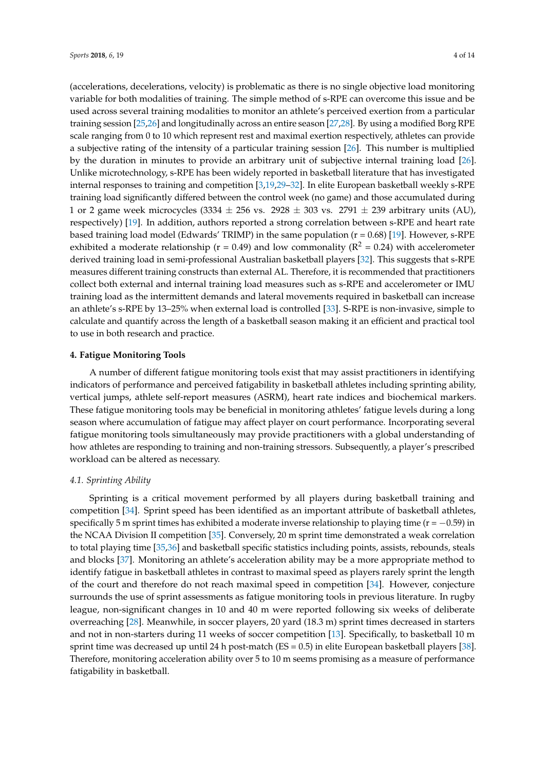(accelerations, decelerations, velocity) is problematic as there is no single objective load monitoring variable for both modalities of training. The simple method of s-RPE can overcome this issue and be used across several training modalities to monitor an athlete's perceived exertion from a particular training session [25,26] and longitudinally across an entire season [27,28]. By using a modified Borg RPE scale ranging from 0 to 10 which represent rest and maximal exertion respectively, athletes can provide a subjective rating of the intensity of a particular training session [26]. This number is multiplied by the duration in minutes to provide an arbitrary unit of subjective internal training load [26]. Unlike microtechnology, s-RPE has been widely reported in basketball literature that has investigated internal responses to training and competition [3,19,29–32]. In elite European basketball weekly s-RPE training load significantly differed between the control week (no game) and those accumulated during 1 or 2 game week microcycles (3334 ± 256 vs. 2928 ± 303 vs. 2791 ± 239 arbitrary units (AU), respectively) [19]. In addition, authors reported a strong correlation between s-RPE and heart rate based training load model (Edwards' TRIMP) in the same population ($r = 0.68$) [19]. However, s-RPE exhibited a moderate relationship ($r = 0.49$) and low commonality ($R^2 = 0.24$) with accelerometer derived training load in semi-professional Australian basketball players [32]. This suggests that s-RPE measures different training constructs than external AL. Therefore, it is recommended that practitioners collect both external and internal training load measures such as s-RPE and accelerometer or IMU training load as the intermittent demands and lateral movements required in basketball can increase an athlete's s-RPE by 13–25% when external load is controlled [33]. S-RPE is non-invasive, simple to calculate and quantify across the length of a basketball season making it an efficient and practical tool to use in both research and practice.

## 4. Fatigue Monitoring Tools

A number of different fatigue monitoring tools exist that may assist practitioners in identifying indicators of performance and perceived fatigability in basketball athletes including sprinting ability, vertical jumps, athlete self-report measures (ASRM), heart rate indices and biochemical markers. These fatigue monitoring tools may be beneficial in monitoring athletes' fatigue levels during a long season where accumulation of fatigue may affect player on court performance. Incorporating several fatigue monitoring tools simultaneously may provide practitioners with a global understanding of how athletes are responding to training and non-training stressors. Subsequently, a player's prescribed workload can be altered as necessary.

### *4.1. Sprinting Ability*

Sprinting is a critical movement performed by all players during basketball training and competition [34]. Sprint speed has been identified as an important attribute of basketball athletes, specifically 5 m sprint times has exhibited a moderate inverse relationship to playing time ($r = -0.59$) in the NCAA Division II competition [35]. Conversely, 20 m sprint time demonstrated a weak correlation to total playing time [35,36] and basketball specific statistics including points, assists, rebounds, steals and blocks [37]. Monitoring an athlete's acceleration ability may be a more appropriate method to identify fatigue in basketball athletes in contrast to maximal speed as players rarely sprint the length of the court and therefore do not reach maximal speed in competition [34]. However, conjecture surrounds the use of sprint assessments as fatigue monitoring tools in previous literature. In rugby league, non-significant changes in 10 and 40 m were reported following six weeks of deliberate overreaching [28]. Meanwhile, in soccer players, 20 yard (18.3 m) sprint times decreased in starters and not in non-starters during 11 weeks of soccer competition [13]. Specifically, to basketball 10 m sprint time was decreased up until 24 h post-match (ES = 0.5) in elite European basketball players [38]. Therefore, monitoring acceleration ability over 5 to 10 m seems promising as a measure of performance fatigability in basketball.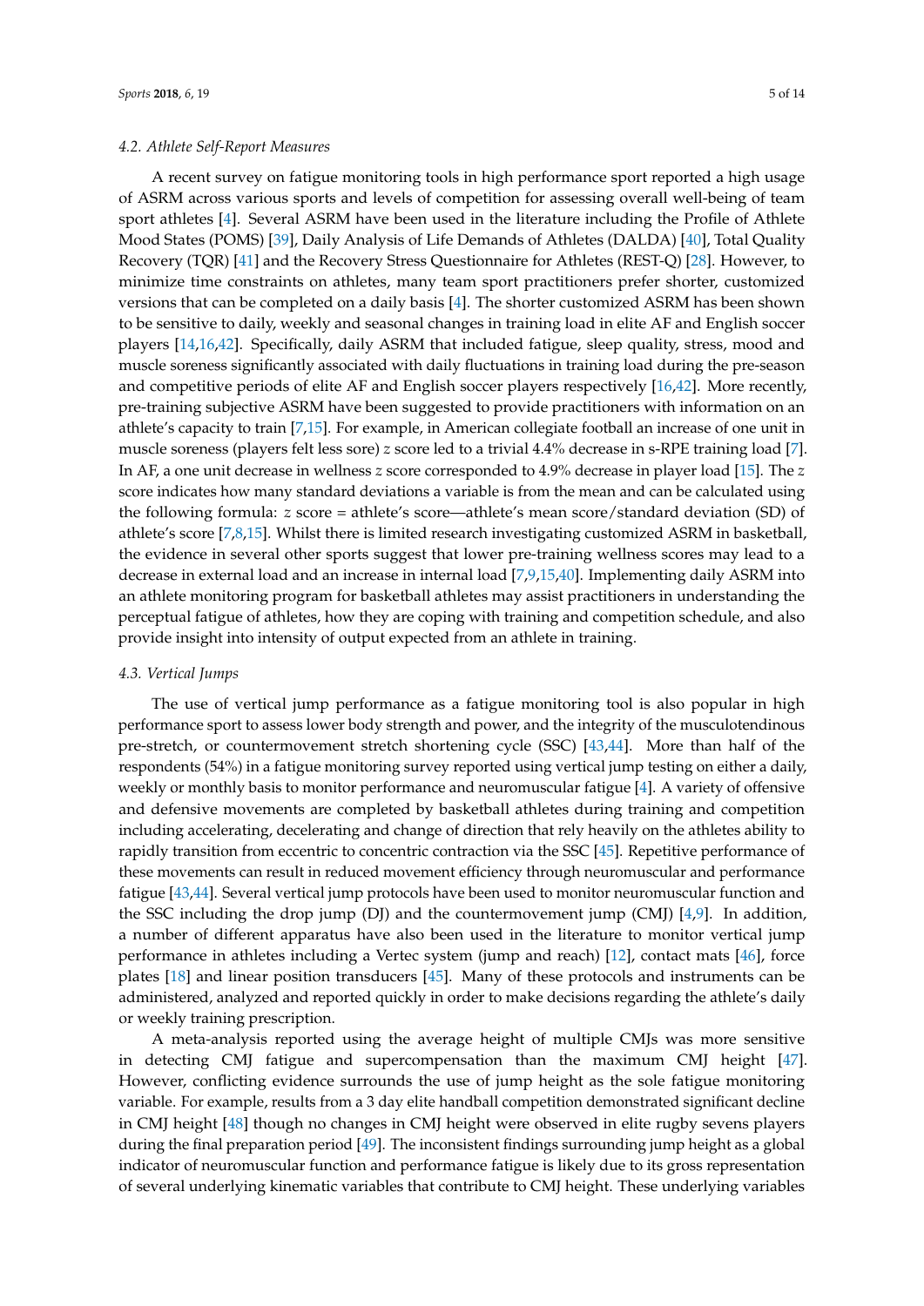### 4.2. Athlete Self-Report Measures

A recent survey on fatigue monitoring tools in high performance sport reported a high usage of ASRM across various sports and levels of competition for assessing overall well-being of team sport athletes [4]. Several ASRM have been used in the literature including the Profile of Athlete Mood States (POMS) [39], Daily Analysis of Life Demands of Athletes (DALDA) [40], Total Quality Recovery (TQR) [41] and the Recovery Stress Questionnaire for Athletes (REST-Q) [28]. However, to minimize time constraints on athletes, many team sport practitioners prefer shorter, customized versions that can be completed on a daily basis [4]. The shorter customized ASRM has been shown to be sensitive to daily, weekly and seasonal changes in training load in elite AF and English soccer players [14,16,42]. Specifically, daily ASRM that included fatigue, sleep quality, stress, mood and muscle soreness significantly associated with daily fluctuations in training load during the pre-season and competitive periods of elite AF and English soccer players respectively [16,42]. More recently, pre-training subjective ASRM have been suggested to provide practitioners with information on an athlete's capacity to train [7,15]. For example, in American collegiate football an increase of one unit in muscle soreness (players felt less sore) *z* score led to a trivial 4.4% decrease in s-RPE training load [7]. In AF, a one unit decrease in wellness *z* score corresponded to 4.9% decrease in player load [15]. The *z* score indicates how many standard deviations a variable is from the mean and can be calculated using the following formula: *z* score = athlete's score—athlete's mean score/standard deviation (SD) of athlete's score [7,8,15]. Whilst there is limited research investigating customized ASRM in basketball, the evidence in several other sports suggest that lower pre-training wellness scores may lead to a decrease in external load and an increase in internal load [7,9,15,40]. Implementing daily ASRM into an athlete monitoring program for basketball athletes may assist practitioners in understanding the perceptual fatigue of athletes, how they are coping with training and competition schedule, and also provide insight into intensity of output expected from an athlete in training.

### 4.3. Vertical Jumps

The use of vertical jump performance as a fatigue monitoring tool is also popular in high performance sport to assess lower body strength and power, and the integrity of the musculotendinous pre-stretch, or countermovement stretch shortening cycle (SSC) [43,44]. More than half of the respondents (54%) in a fatigue monitoring survey reported using vertical jump testing on either a daily, weekly or monthly basis to monitor performance and neuromuscular fatigue [4]. A variety of offensive and defensive movements are completed by basketball athletes during training and competition including accelerating, decelerating and change of direction that rely heavily on the athletes ability to rapidly transition from eccentric to concentric contraction via the SSC [45]. Repetitive performance of these movements can result in reduced movement efficiency through neuromuscular and performance fatigue [43,44]. Several vertical jump protocols have been used to monitor neuromuscular function and the SSC including the drop jump (DJ) and the countermovement jump (CMJ) [4,9]. In addition, a number of different apparatus have also been used in the literature to monitor vertical jump performance in athletes including a Vertec system (jump and reach) [12], contact mats [46], force plates [18] and linear position transducers [45]. Many of these protocols and instruments can be administered, analyzed and reported quickly in order to make decisions regarding the athlete's daily or weekly training prescription.

A meta-analysis reported using the average height of multiple CMJs was more sensitive in detecting CMJ fatigue and supercompensation than the maximum CMJ height [47]. However, conflicting evidence surrounds the use of jump height as the sole fatigue monitoring variable. For example, results from a 3 day elite handball competition demonstrated significant decline in CMJ height [48] though no changes in CMJ height were observed in elite rugby sevens players during the final preparation period [49]. The inconsistent findings surrounding jump height as a global indicator of neuromuscular function and performance fatigue is likely due to its gross representation of several underlying kinematic variables that contribute to CMJ height. These underlying variables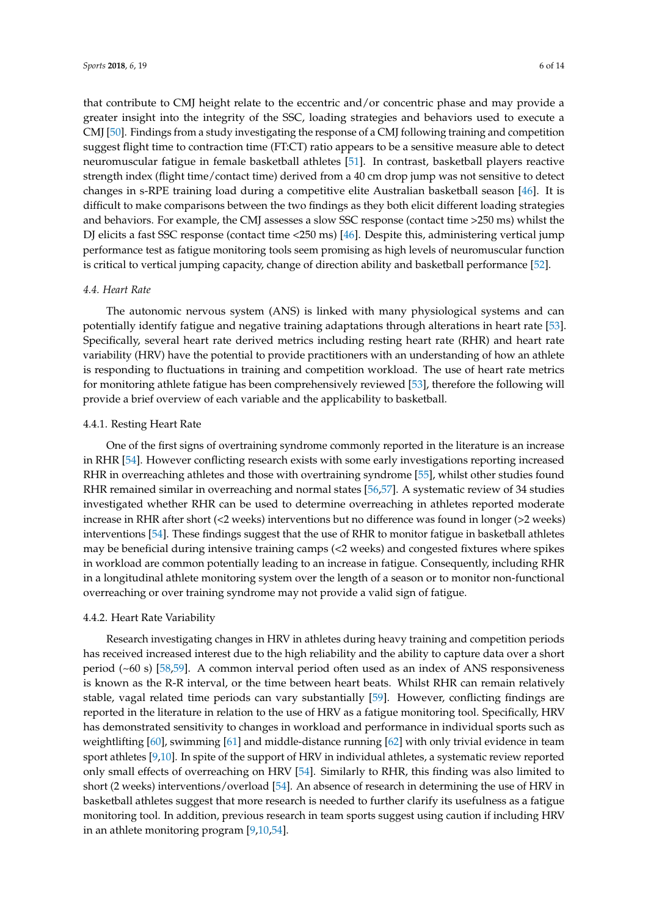that contribute to CMJ height relate to the eccentric and/or concentric phase and may provide a greater insight into the integrity of the SSC, loading strategies and behaviors used to execute a CMJ [50]. Findings from a study investigating the response of a CMJ following training and competition suggest flight time to contraction time (FT:CT) ratio appears to be a sensitive measure able to detect neuromuscular fatigue in female basketball athletes [51]. In contrast, basketball players reactive strength index (flight time/contact time) derived from a 40 cm drop jump was not sensitive to detect changes in s-RPE training load during a competitive elite Australian basketball season [46]. It is difficult to make comparisons between the two findings as they both elicit different loading strategies and behaviors. For example, the CMJ assesses a slow SSC response (contact time >250 ms) whilst the DJ elicits a fast SSC response (contact time <250 ms) [46]. Despite this, administering vertical jump performance test as fatigue monitoring tools seem promising as high levels of neuromuscular function is critical to vertical jumping capacity, change of direction ability and basketball performance [52].

### *4.4. Heart Rate*

The autonomic nervous system (ANS) is linked with many physiological systems and can potentially identify fatigue and negative training adaptations through alterations in heart rate [53]. Specifically, several heart rate derived metrics including resting heart rate (RHR) and heart rate variability (HRV) have the potential to provide practitioners with an understanding of how an athlete is responding to fluctuations in training and competition workload. The use of heart rate metrics for monitoring athlete fatigue has been comprehensively reviewed [53], therefore the following will provide a brief overview of each variable and the applicability to basketball.

#### 4.4.1. Resting Heart Rate

One of the first signs of overtraining syndrome commonly reported in the literature is an increase in RHR [54]. However conflicting research exists with some early investigations reporting increased RHR in overreaching athletes and those with overtraining syndrome [55], whilst other studies found RHR remained similar in overreaching and normal states [56,57]. A systematic review of 34 studies investigated whether RHR can be used to determine overreaching in athletes reported moderate increase in RHR after short (<2 weeks) interventions but no difference was found in longer (>2 weeks) interventions [54]. These findings suggest that the use of RHR to monitor fatigue in basketball athletes may be beneficial during intensive training camps (<2 weeks) and congested fixtures where spikes in workload are common potentially leading to an increase in fatigue. Consequently, including RHR in a longitudinal athlete monitoring system over the length of a season or to monitor non-functional overreaching or over training syndrome may not provide a valid sign of fatigue.

#### 4.4.2. Heart Rate Variability

Research investigating changes in HRV in athletes during heavy training and competition periods has received increased interest due to the high reliability and the ability to capture data over a short period (~60 s) [58,59]. A common interval period often used as an index of ANS responsiveness is known as the R-R interval, or the time between heart beats. Whilst RHR can remain relatively stable, vagal related time periods can vary substantially [59]. However, conflicting findings are reported in the literature in relation to the use of HRV as a fatigue monitoring tool. Specifically, HRV has demonstrated sensitivity to changes in workload and performance in individual sports such as weightlifting [60], swimming [61] and middle-distance running [62] with only trivial evidence in team sport athletes [9,10]. In spite of the support of HRV in individual athletes, a systematic review reported only small effects of overreaching on HRV [54]. Similarly to RHR, this finding was also limited to short (2 weeks) interventions/overload [54]. An absence of research in determining the use of HRV in basketball athletes suggest that more research is needed to further clarify its usefulness as a fatigue monitoring tool. In addition, previous research in team sports suggest using caution if including HRV in an athlete monitoring program [9,10,54].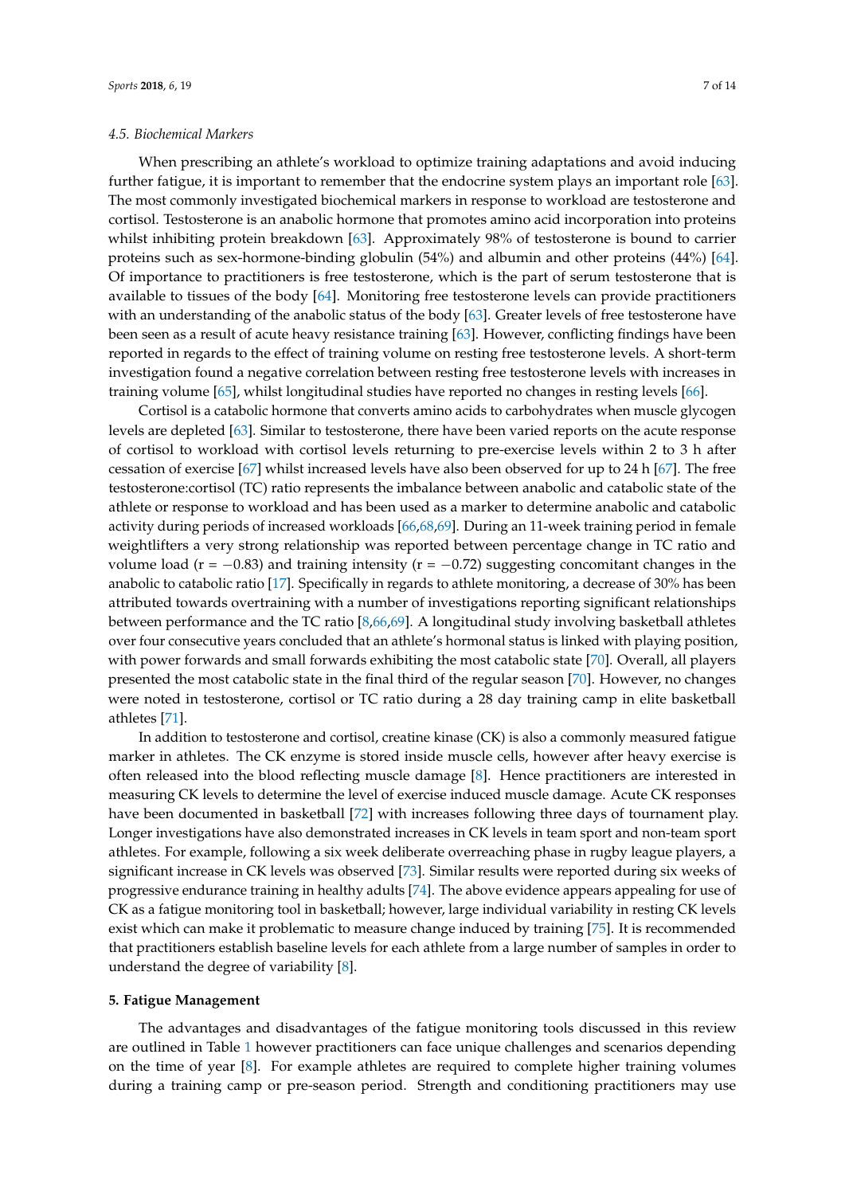### 4.5. Biochemical Markers

When prescribing an athlete's workload to optimize training adaptations and avoid inducing further fatigue, it is important to remember that the endocrine system plays an important role [63]. The most commonly investigated biochemical markers in response to workload are testosterone and cortisol. Testosterone is an anabolic hormone that promotes amino acid incorporation into proteins whilst inhibiting protein breakdown [63]. Approximately 98% of testosterone is bound to carrier proteins such as sex-hormone-binding globulin (54%) and albumin and other proteins (44%) [64]. Of importance to practitioners is free testosterone, which is the part of serum testosterone that is available to tissues of the body [64]. Monitoring free testosterone levels can provide practitioners with an understanding of the anabolic status of the body [63]. Greater levels of free testosterone have been seen as a result of acute heavy resistance training [63]. However, conflicting findings have been reported in regards to the effect of training volume on resting free testosterone levels. A short-term investigation found a negative correlation between resting free testosterone levels with increases in training volume [65], whilst longitudinal studies have reported no changes in resting levels [66].

Cortisol is a catabolic hormone that converts amino acids to carbohydrates when muscle glycogen levels are depleted [63]. Similar to testosterone, there have been varied reports on the acute response of cortisol to workload with cortisol levels returning to pre-exercise levels within 2 to 3 h after cessation of exercise [67] whilst increased levels have also been observed for up to 24 h [67]. The free testosterone:cortisol (TC) ratio represents the imbalance between anabolic and catabolic state of the athlete or response to workload and has been used as a marker to determine anabolic and catabolic activity during periods of increased workloads [66,68,69]. During an 11-week training period in female weightlifters a very strong relationship was reported between percentage change in TC ratio and volume load ($r = -0.83$) and training intensity ($r = -0.72$) suggesting concomitant changes in the anabolic to catabolic ratio [17]. Specifically in regards to athlete monitoring, a decrease of 30% has been attributed towards overtraining with a number of investigations reporting significant relationships between performance and the TC ratio [8,66,69]. A longitudinal study involving basketball athletes over four consecutive years concluded that an athlete's hormonal status is linked with playing position, with power forwards and small forwards exhibiting the most catabolic state [70]. Overall, all players presented the most catabolic state in the final third of the regular season [70]. However, no changes were noted in testosterone, cortisol or TC ratio during a 28 day training camp in elite basketball athletes [71].

In addition to testosterone and cortisol, creatine kinase (CK) is also a commonly measured fatigue marker in athletes. The CK enzyme is stored inside muscle cells, however after heavy exercise is often released into the blood reflecting muscle damage [8]. Hence practitioners are interested in measuring CK levels to determine the level of exercise induced muscle damage. Acute CK responses have been documented in basketball [72] with increases following three days of tournament play. Longer investigations have also demonstrated increases in CK levels in team sport and non-team sport athletes. For example, following a six week deliberate overreaching phase in rugby league players, a significant increase in CK levels was observed [73]. Similar results were reported during six weeks of progressive endurance training in healthy adults [74]. The above evidence appears appealing for use of CK as a fatigue monitoring tool in basketball; however, large individual variability in resting CK levels exist which can make it problematic to measure change induced by training [75]. It is recommended that practitioners establish baseline levels for each athlete from a large number of samples in order to understand the degree of variability [8].

## 5. Fatigue Management

The advantages and disadvantages of the fatigue monitoring tools discussed in this review are outlined in Table 1 however practitioners can face unique challenges and scenarios depending on the time of year [8]. For example athletes are required to complete higher training volumes during a training camp or pre-season period. Strength and conditioning practitioners may use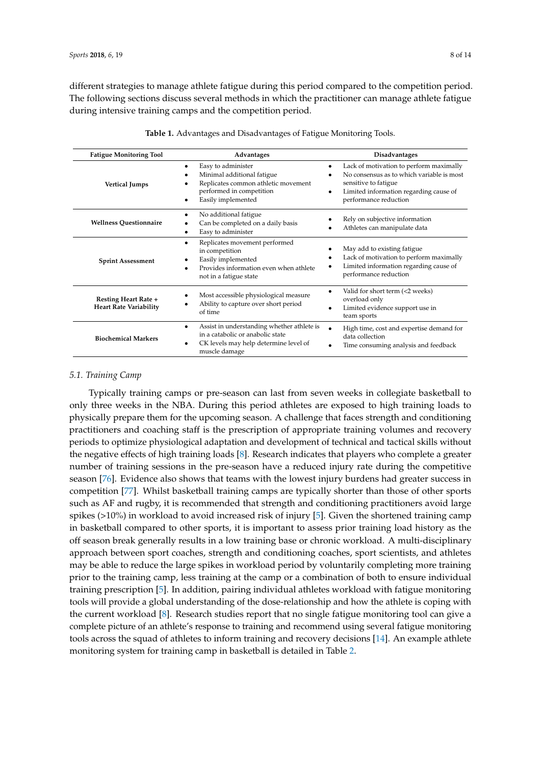different strategies to manage athlete fatigue during this period compared to the competition period. The following sections discuss several methods in which the practitioner can manage athlete fatigue during intensive training camps and the competition period.

**Table 1.** Advantages and Disadvantages of Fatigue Monitoring Tools.

| Fatigue Monitoring Tool | Advantages | Disadvantages |
| --- | --- | --- |
| **Vertical Jumps** | • Easy to administer<br>• Minimal additional fatigue<br>• Replicates common athletic movement performed in competition<br>• Easily implemented | • Lack of motivation to perform maximally<br>• No consensus as to which variable is most sensitive to fatigue<br>• Limited information regarding cause of performance reduction |
| **Wellness Questionnaire** | • No additional fatigue<br>• Can be completed on a daily basis<br>• Easy to administer | • Rely on subjective information<br>• Athletes can manipulate data |
| **Sprint Assessment** | • Replicates movement performed in competition<br>• Easily implemented<br>• Provides information even when athlete not in a fatigue state | • May add to existing fatigue<br>• Lack of motivation to perform maximally<br>• Limited information regarding cause of performance reduction |
| **Resting Heart Rate + Heart Rate Variability** | • Most accessible physiological measure<br>• Ability to capture over short period of time | • Valid for short term (<2 weeks) overload only<br>• Limited evidence support use in team sports |
| **Biochemical Markers** | • Assist in understanding whether athlete is in a catabolic or anabolic state<br>• CK levels may help determine level of muscle damage | • High time, cost and expertise demand for data collection<br>• Time consuming analysis and feedback |

### *5.1. Training Camp*

Typically training camps or pre-season can last from seven weeks in collegiate basketball to only three weeks in the NBA. During this period athletes are exposed to high training loads to physically prepare them for the upcoming season. A challenge that faces strength and conditioning practitioners and coaching staff is the prescription of appropriate training volumes and recovery periods to optimize physiological adaptation and development of technical and tactical skills without the negative effects of high training loads [8]. Research indicates that players who complete a greater number of training sessions in the pre-season have a reduced injury rate during the competitive season [76]. Evidence also shows that teams with the lowest injury burdens had greater success in competition [77]. Whilst basketball training camps are typically shorter than those of other sports such as AF and rugby, it is recommended that strength and conditioning practitioners avoid large spikes (>10%) in workload to avoid increased risk of injury [5]. Given the shortened training camp in basketball compared to other sports, it is important to assess prior training load history as the off season break generally results in a low training base or chronic workload. A multi-disciplinary approach between sport coaches, strength and conditioning coaches, sport scientists, and athletes may be able to reduce the large spikes in workload period by voluntarily completing more training prior to the training camp, less training at the camp or a combination of both to ensure individual training prescription [5]. In addition, pairing individual athletes workload with fatigue monitoring tools will provide a global understanding of the dose-relationship and how the athlete is coping with the current workload [8]. Research studies report that no single fatigue monitoring tool can give a complete picture of an athlete's response to training and recommend using several fatigue monitoring tools across the squad of athletes to inform training and recovery decisions [14]. An example athlete monitoring system for training camp in basketball is detailed in Table 2.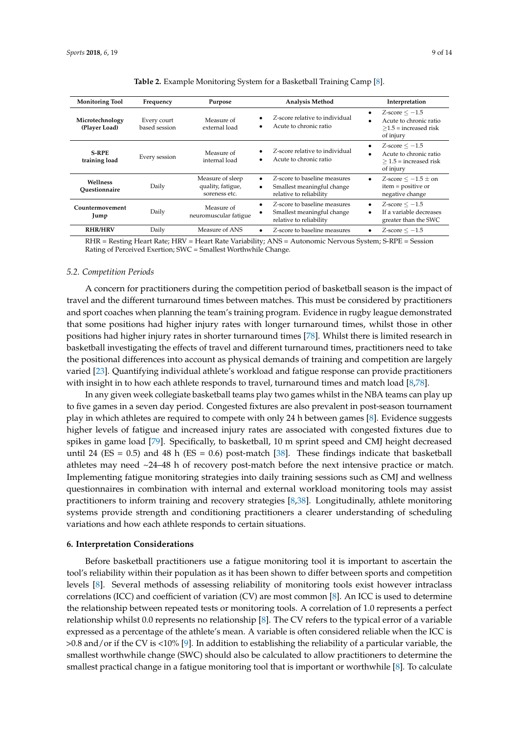**Table 2.** Example Monitoring System for a Basketball Training Camp [8].

| Monitoring Tool | Frequency | Purpose | Analysis Method | Interpretation |
|---|---|---|---|---|
| **Microtechnology (Player Load)** | Every court based session | Measure of external load | • Z-score relative to individual<br>• Acute to chronic ratio | • Z-score $\leq -1.5$<br>• Acute to chronic ratio $\geq$1.5 = increased risk of injury |
| **S-RPE training load** | Every session | Measure of internal load | • Z-score relative to individual<br>• Acute to chronic ratio | • Z-score $\leq -1.5$<br>• Acute to chronic ratio $\geq$ 1.5 = increased risk of injury |
| **Wellness Questionnaire** | Daily | Measure of sleep quality, fatigue, soreness etc. | • Z-score to baseline measures<br>• Smallest meaningful change relative to reliability | • Z-score $\leq -1.5 \pm$ on item = positive or negative change |
| **Countermovement Jump** | Daily | Measure of neuromuscular fatigue | • Z-score to baseline measures<br>• Smallest meaningful change relative to reliability | • Z-score $\leq -1.5$<br>• If a variable decreases greater than the SWC |
| **RHR/HRV** | Daily | Measure of ANS | • Z-score to baseline measures | • Z-score $\leq -1.5$ |

RHR = Resting Heart Rate; HRV = Heart Rate Variability; ANS = Autonomic Nervous System; S-RPE = Session Rating of Perceived Exertion; SWC = Smallest Worthwhile Change.

### 5.2. Competition Periods

A concern for practitioners during the competition period of basketball season is the impact of travel and the different turnaround times between matches. This must be considered by practitioners and sport coaches when planning the team's training program. Evidence in rugby league demonstrated that some positions had higher injury rates with longer turnaround times, whilst those in other positions had higher injury rates in shorter turnaround times [78]. Whilst there is limited research in basketball investigating the effects of travel and different turnaround times, practitioners need to take the positional differences into account as physical demands of training and competition are largely varied [23]. Quantifying individual athlete's workload and fatigue response can provide practitioners with insight in to how each athlete responds to travel, turnaround times and match load [8,78].

In any given week collegiate basketball teams play two games whilst in the NBA teams can play up to five games in a seven day period. Congested fixtures are also prevalent in post-season tournament play in which athletes are required to compete with only 24 h between games [8]. Evidence suggests higher levels of fatigue and increased injury rates are associated with congested fixtures due to spikes in game load [79]. Specifically, to basketball, 10 m sprint speed and CMJ height decreased until 24 (ES = 0.5) and 48 h (ES = 0.6) post-match [38]. These findings indicate that basketball athletes may need ~24–48 h of recovery post-match before the next intensive practice or match. Implementing fatigue monitoring strategies into daily training sessions such as CMJ and wellness questionnaires in combination with internal and external workload monitoring tools may assist practitioners to inform training and recovery strategies [8,38]. Longitudinally, athlete monitoring systems provide strength and conditioning practitioners a clearer understanding of scheduling variations and how each athlete responds to certain situations.

## 6. Interpretation Considerations

Before basketball practitioners use a fatigue monitoring tool it is important to ascertain the tool's reliability within their population as it has been shown to differ between sports and competition levels [8]. Several methods of assessing reliability of monitoring tools exist however intraclass correlations (ICC) and coefficient of variation (CV) are most common [8]. An ICC is used to determine the relationship between repeated tests or monitoring tools. A correlation of 1.0 represents a perfect relationship whilst 0.0 represents no relationship [8]. The CV refers to the typical error of a variable expressed as a percentage of the athlete's mean. A variable is often considered reliable when the ICC is >0.8 and/or if the CV is <10% [9]. In addition to establishing the reliability of a particular variable, the smallest worthwhile change (SWC) should also be calculated to allow practitioners to determine the smallest practical change in a fatigue monitoring tool that is important or worthwhile [8]. To calculate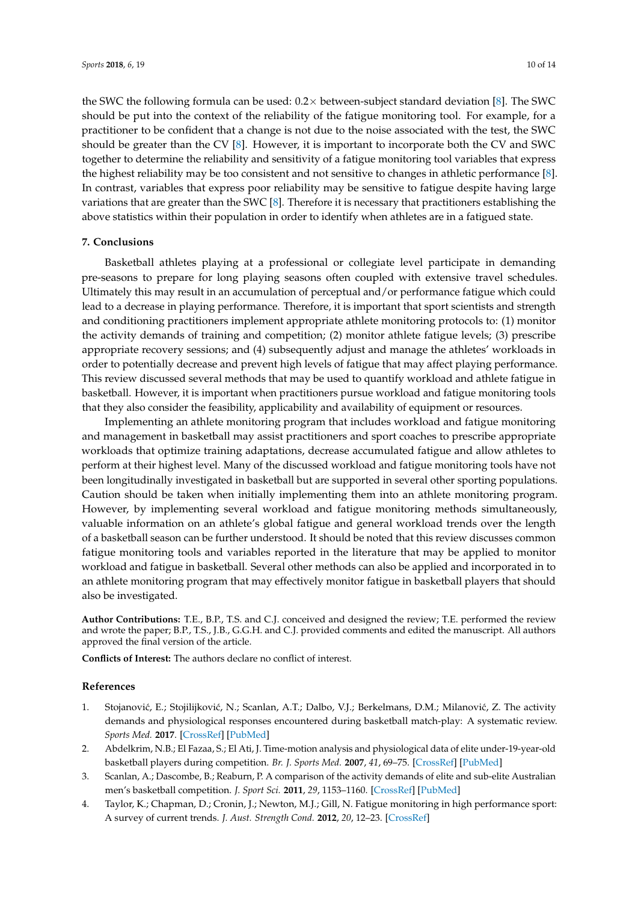the SWC the following formula can be used: 0.2× between-subject standard deviation [8]. The SWC should be put into the context of the reliability of the fatigue monitoring tool. For example, for a practitioner to be confident that a change is not due to the noise associated with the test, the SWC should be greater than the CV [8]. However, it is important to incorporate both the CV and SWC together to determine the reliability and sensitivity of a fatigue monitoring tool variables that express the highest reliability may be too consistent and not sensitive to changes in athletic performance [8]. In contrast, variables that express poor reliability may be sensitive to fatigue despite having large variations that are greater than the SWC [8]. Therefore it is necessary that practitioners establishing the above statistics within their population in order to identify when athletes are in a fatigued state.

## 7. Conclusions

Basketball athletes playing at a professional or collegiate level participate in demanding pre-seasons to prepare for long playing seasons often coupled with extensive travel schedules. Ultimately this may result in an accumulation of perceptual and/or performance fatigue which could lead to a decrease in playing performance. Therefore, it is important that sport scientists and strength and conditioning practitioners implement appropriate athlete monitoring protocols to: (1) monitor the activity demands of training and competition; (2) monitor athlete fatigue levels; (3) prescribe appropriate recovery sessions; and (4) subsequently adjust and manage the athletes' workloads in order to potentially decrease and prevent high levels of fatigue that may affect playing performance. This review discussed several methods that may be used to quantify workload and athlete fatigue in basketball. However, it is important when practitioners pursue workload and fatigue monitoring tools that they also consider the feasibility, applicability and availability of equipment or resources.

Implementing an athlete monitoring program that includes workload and fatigue monitoring and management in basketball may assist practitioners and sport coaches to prescribe appropriate workloads that optimize training adaptations, decrease accumulated fatigue and allow athletes to perform at their highest level. Many of the discussed workload and fatigue monitoring tools have not been longitudinally investigated in basketball but are supported in several other sporting populations. Caution should be taken when initially implementing them into an athlete monitoring program. However, by implementing several workload and fatigue monitoring methods simultaneously, valuable information on an athlete's global fatigue and general workload trends over the length of a basketball season can be further understood. It should be noted that this review discusses common fatigue monitoring tools and variables reported in the literature that may be applied to monitor workload and fatigue in basketball. Several other methods can also be applied and incorporated in to an athlete monitoring program that may effectively monitor fatigue in basketball players that should also be investigated.

**Author Contributions:** T.E., B.P., T.S. and C.J. conceived and designed the review; T.E. performed the review and wrote the paper; B.P., T.S., J.B., G.G.H. and C.J. provided comments and edited the manuscript. All authors approved the final version of the article.

**Conflicts of Interest:** The authors declare no conflict of interest.

## References

1. Stojanović, E.; Stojilijković, N.; Scanlan, A.T.; Dalbo, V.J.; Berkelmans, D.M.; Milanović, Z. The activity demands and physiological responses encountered during basketball match-play: A systematic review. *Sports Med.* **2017**. [CrossRef] [PubMed]
2. Abdelkrim, N.B.; El Fazaa, S.; El Ati, J. Time-motion analysis and physiological data of elite under-19-year-old basketball players during competition. *Br. J. Sports Med.* **2007**, *41*, 69–75. [CrossRef] [PubMed]
3. Scanlan, A.; Dascombe, B.; Reaburn, P. A comparison of the activity demands of elite and sub-elite Australian men's basketball competition. *J. Sport Sci.* **2011**, *29*, 1153–1160. [CrossRef] [PubMed]
4. Taylor, K.; Chapman, D.; Cronin, J.; Newton, M.J.; Gill, N. Fatigue monitoring in high performance sport: A survey of current trends. *J. Aust. Strength Cond.* **2012**, *20*, 12–23. [CrossRef]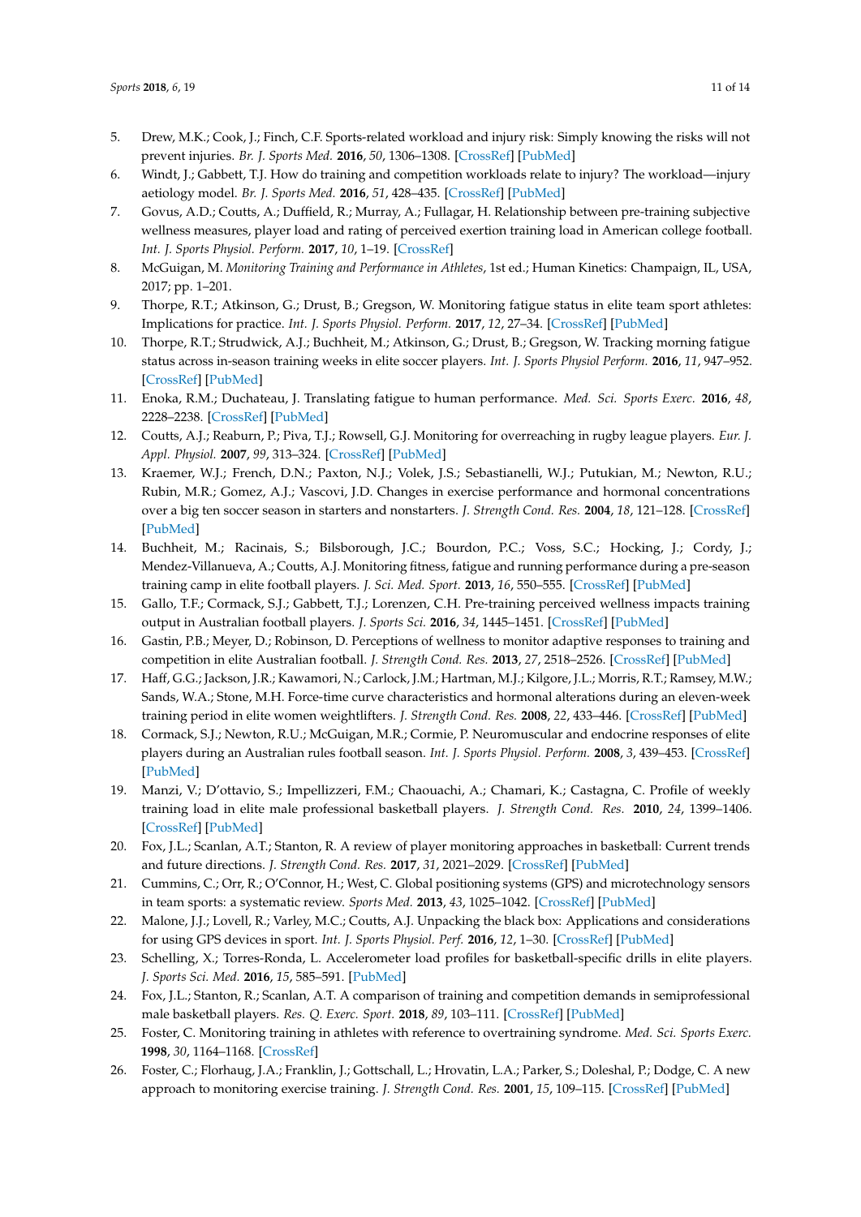5. Drew, M.K.; Cook, J.; Finch, C.F. Sports-related workload and injury risk: Simply knowing the risks will not prevent injuries. *Br. J. Sports Med.* **2016**, *50*, 1306–1308. [CrossRef] [PubMed]
6. Windt, J.; Gabbett, T.J. How do training and competition workloads relate to injury? The workload—injury aetiology model. *Br. J. Sports Med.* **2016**, *51*, 428–435. [CrossRef] [PubMed]
7. Govus, A.D.; Coutts, A.; Duffield, R.; Murray, A.; Fullagar, H. Relationship between pre-training subjective wellness measures, player load and rating of perceived exertion training load in American college football. *Int. J. Sports Physiol. Perform.* **2017**, *10*, 1–19. [CrossRef]
8. McGuigan, M. *Monitoring Training and Performance in Athletes*, 1st ed.; Human Kinetics: Champaign, IL, USA, 2017; pp. 1–201.
9. Thorpe, R.T.; Atkinson, G.; Drust, B.; Gregson, W. Monitoring fatigue status in elite team sport athletes: Implications for practice. *Int. J. Sports Physiol. Perform.* **2017**, *12*, 27–34. [CrossRef] [PubMed]
10. Thorpe, R.T.; Strudwick, A.J.; Buchheit, M.; Atkinson, G.; Drust, B.; Gregson, W. Tracking morning fatigue status across in-season training weeks in elite soccer players. *Int. J. Sports Physiol Perform.* **2016**, *11*, 947–952. [CrossRef] [PubMed]
11. Enoka, R.M.; Duchateau, J. Translating fatigue to human performance. *Med. Sci. Sports Exerc.* **2016**, *48*, 2228–2238. [CrossRef] [PubMed]
12. Coutts, A.J.; Reaburn, P.; Piva, T.J.; Rowsell, G.J. Monitoring for overreaching in rugby league players. *Eur. J. Appl. Physiol.* **2007**, *99*, 313–324. [CrossRef] [PubMed]
13. Kraemer, W.J.; French, D.N.; Paxton, N.J.; Volek, J.S.; Sebastianelli, W.J.; Putukian, M.; Newton, R.U.; Rubin, M.R.; Gomez, A.J.; Vascovi, J.D. Changes in exercise performance and hormonal concentrations over a big ten soccer season in starters and nonstarters. *J. Strength Cond. Res.* **2004**, *18*, 121–128. [CrossRef] [PubMed]
14. Buchheit, M.; Racinais, S.; Bilsborough, J.C.; Bourdon, P.C.; Voss, S.C.; Hocking, J.; Cordy, J.; Mendez-Villanueva, A.; Coutts, A.J. Monitoring fitness, fatigue and running performance during a pre-season training camp in elite football players. *J. Sci. Med. Sport.* **2013**, *16*, 550–555. [CrossRef] [PubMed]
15. Gallo, T.F.; Cormack, S.J.; Gabbett, T.J.; Lorenzen, C.H. Pre-training perceived wellness impacts training output in Australian football players. *J. Sports Sci.* **2016**, *34*, 1445–1451. [CrossRef] [PubMed]
16. Gastin, P.B.; Meyer, D.; Robinson, D. Perceptions of wellness to monitor adaptive responses to training and competition in elite Australian football. *J. Strength Cond. Res.* **2013**, *27*, 2518–2526. [CrossRef] [PubMed]
17. Haff, G.G.; Jackson, J.R.; Kawamori, N.; Carlock, J.M.; Hartman, M.J.; Kilgore, J.L.; Morris, R.T.; Ramsey, M.W.; Sands, W.A.; Stone, M.H. Force-time curve characteristics and hormonal alterations during an eleven-week training period in elite women weightlifters. *J. Strength Cond. Res.* **2008**, *22*, 433–446. [CrossRef] [PubMed]
18. Cormack, S.J.; Newton, R.U.; McGuigan, M.R.; Cormie, P. Neuromuscular and endocrine responses of elite players during an Australian rules football season. *Int. J. Sports Physiol. Perform.* **2008**, *3*, 439–453. [CrossRef] [PubMed]
19. Manzi, V.; D'ottavio, S.; Impellizzeri, F.M.; Chaouachi, A.; Chamari, K.; Castagna, C. Profile of weekly training load in elite male professional basketball players. *J. Strength Cond. Res.* **2010**, *24*, 1399–1406. [CrossRef] [PubMed]
20. Fox, J.L.; Scanlan, A.T.; Stanton, R. A review of player monitoring approaches in basketball: Current trends and future directions. *J. Strength Cond. Res.* **2017**, *31*, 2021–2029. [CrossRef] [PubMed]
21. Cummins, C.; Orr, R.; O'Connor, H.; West, C. Global positioning systems (GPS) and microtechnology sensors in team sports: a systematic review. *Sports Med.* **2013**, *43*, 1025–1042. [CrossRef] [PubMed]
22. Malone, J.J.; Lovell, R.; Varley, M.C.; Coutts, A.J. Unpacking the black box: Applications and considerations for using GPS devices in sport. *Int. J. Sports Physiol. Perf.* **2016**, *12*, 1–30. [CrossRef] [PubMed]
23. Schelling, X.; Torres-Ronda, L. Accelerometer load profiles for basketball-specific drills in elite players. *J. Sports Sci. Med.* **2016**, *15*, 585–591. [PubMed]
24. Fox, J.L.; Stanton, R.; Scanlan, A.T. A comparison of training and competition demands in semiprofessional male basketball players. *Res. Q. Exerc. Sport.* **2018**, *89*, 103–111. [CrossRef] [PubMed]
25. Foster, C. Monitoring training in athletes with reference to overtraining syndrome. *Med. Sci. Sports Exerc.* **1998**, *30*, 1164–1168. [CrossRef]
26. Foster, C.; Florhaug, J.A.; Franklin, J.; Gottschall, L.; Hrovatin, L.A.; Parker, S.; Doleshal, P.; Dodge, C. A new approach to monitoring exercise training. *J. Strength Cond. Res.* **2001**, *15*, 109–115. [CrossRef] [PubMed]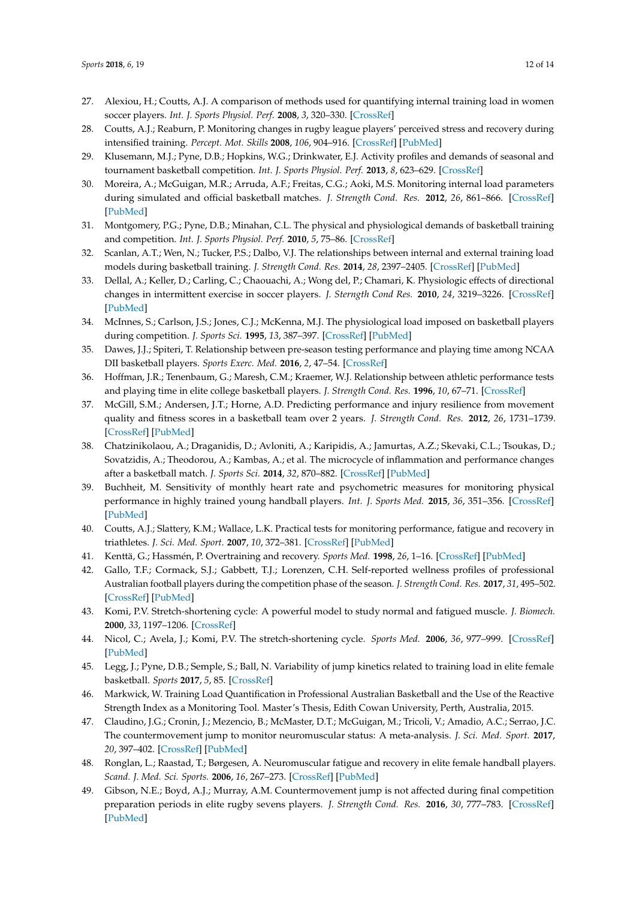27. Alexiou, H.; Coutts, A.J. A comparison of methods used for quantifying internal training load in women soccer players. *Int. J. Sports Physiol. Perf.* **2008**, *3*, 320–330. [CrossRef]
28. Coutts, A.J.; Reaburn, P. Monitoring changes in rugby league players' perceived stress and recovery during intensified training. *Percept. Mot. Skills* **2008**, *106*, 904–916. [CrossRef] [PubMed]
29. Klusemann, M.J.; Pyne, D.B.; Hopkins, W.G.; Drinkwater, E.J. Activity profiles and demands of seasonal and tournament basketball competition. *Int. J. Sports Physiol. Perf.* **2013**, *8*, 623–629. [CrossRef]
30. Moreira, A.; McGuigan, M.R.; Arruda, A.F.; Freitas, C.G.; Aoki, M.S. Monitoring internal load parameters during simulated and official basketball matches. *J. Strength Cond. Res.* **2012**, *26*, 861–866. [CrossRef] [PubMed]
31. Montgomery, P.G.; Pyne, D.B.; Minahan, C.L. The physical and physiological demands of basketball training and competition. *Int. J. Sports Physiol. Perf.* **2010**, *5*, 75–86. [CrossRef]
32. Scanlan, A.T.; Wen, N.; Tucker, P.S.; Dalbo, V.J. The relationships between internal and external training load models during basketball training. *J. Strength Cond. Res.* **2014**, *28*, 2397–2405. [CrossRef] [PubMed]
33. Dellal, A.; Keller, D.; Carling, C.; Chaouachi, A.; Wong del, P.; Chamari, K. Physiologic effects of directional changes in intermittent exercise in soccer players. *J. Sterngth Cond Res.* **2010**, *24*, 3219–3226. [CrossRef] [PubMed]
34. McInnes, S.; Carlson, J.S.; Jones, C.J.; McKenna, M.J. The physiological load imposed on basketball players during competition. *J. Sports Sci.* **1995**, *13*, 387–397. [CrossRef] [PubMed]
35. Dawes, J.J.; Spiteri, T. Relationship between pre-season testing performance and playing time among NCAA DII basketball players. *Sports Exerc. Med.* **2016**, *2*, 47–54. [CrossRef]
36. Hoffman, J.R.; Tenenbaum, G.; Maresh, C.M.; Kraemer, W.J. Relationship between athletic performance tests and playing time in elite college basketball players. *J. Strength Cond. Res.* **1996**, *10*, 67–71. [CrossRef]
37. McGill, S.M.; Andersen, J.T.; Horne, A.D. Predicting performance and injury resilience from movement quality and fitness scores in a basketball team over 2 years. *J. Strength Cond. Res.* **2012**, *26*, 1731–1739. [CrossRef] [PubMed]
38. Chatzinikolaou, A.; Draganidis, D.; Avloniti, A.; Karipidis, A.; Jamurtas, A.Z.; Skevaki, C.L.; Tsoukas, D.; Sovatzidis, A.; Theodorou, A.; Kambas, A.; et al. The microcycle of inflammation and performance changes after a basketball match. *J. Sports Sci.* **2014**, *32*, 870–882. [CrossRef] [PubMed]
39. Buchheit, M. Sensitivity of monthly heart rate and psychometric measures for monitoring physical performance in highly trained young handball players. *Int. J. Sports Med.* **2015**, *36*, 351–356. [CrossRef] [PubMed]
40. Coutts, A.J.; Slattery, K.M.; Wallace, L.K. Practical tests for monitoring performance, fatigue and recovery in triathletes. *J. Sci. Med. Sport.* **2007**, *10*, 372–381. [CrossRef] [PubMed]
41. Kenttä, G.; Hassmén, P. Overtraining and recovery. *Sports Med.* **1998**, *26*, 1–16. [CrossRef] [PubMed]
42. Gallo, T.F.; Cormack, S.J.; Gabbett, T.J.; Lorenzen, C.H. Self-reported wellness profiles of professional Australian football players during the competition phase of the season. *J. Strength Cond. Res.* **2017**, *31*, 495–502. [CrossRef] [PubMed]
43. Komi, P.V. Stretch-shortening cycle: A powerful model to study normal and fatigued muscle. *J. Biomech.* **2000**, *33*, 1197–1206. [CrossRef]
44. Nicol, C.; Avela, J.; Komi, P.V. The stretch-shortening cycle. *Sports Med.* **2006**, *36*, 977–999. [CrossRef] [PubMed]
45. Legg, J.; Pyne, D.B.; Semple, S.; Ball, N. Variability of jump kinetics related to training load in elite female basketball. *Sports* **2017**, *5*, 85. [CrossRef]
46. Markwick, W. Training Load Quantification in Professional Australian Basketball and the Use of the Reactive Strength Index as a Monitoring Tool. Master's Thesis, Edith Cowan University, Perth, Australia, 2015.
47. Claudino, J.G.; Cronin, J.; Mezencio, B.; McMaster, D.T.; McGuigan, M.; Tricoli, V.; Amadio, A.C.; Serrao, J.C. The countermovement jump to monitor neuromuscular status: A meta-analysis. *J. Sci. Med. Sport.* **2017**, *20*, 397–402. [CrossRef] [PubMed]
48. Ronglan, L.; Raastad, T.; Børgesen, A. Neuromuscular fatigue and recovery in elite female handball players. *Scand. J. Med. Sci. Sports.* **2006**, *16*, 267–273. [CrossRef] [PubMed]
49. Gibson, N.E.; Boyd, A.J.; Murray, A.M. Countermovement jump is not affected during final competition preparation periods in elite rugby sevens players. *J. Strength Cond. Res.* **2016**, *30*, 777–783. [CrossRef] [PubMed]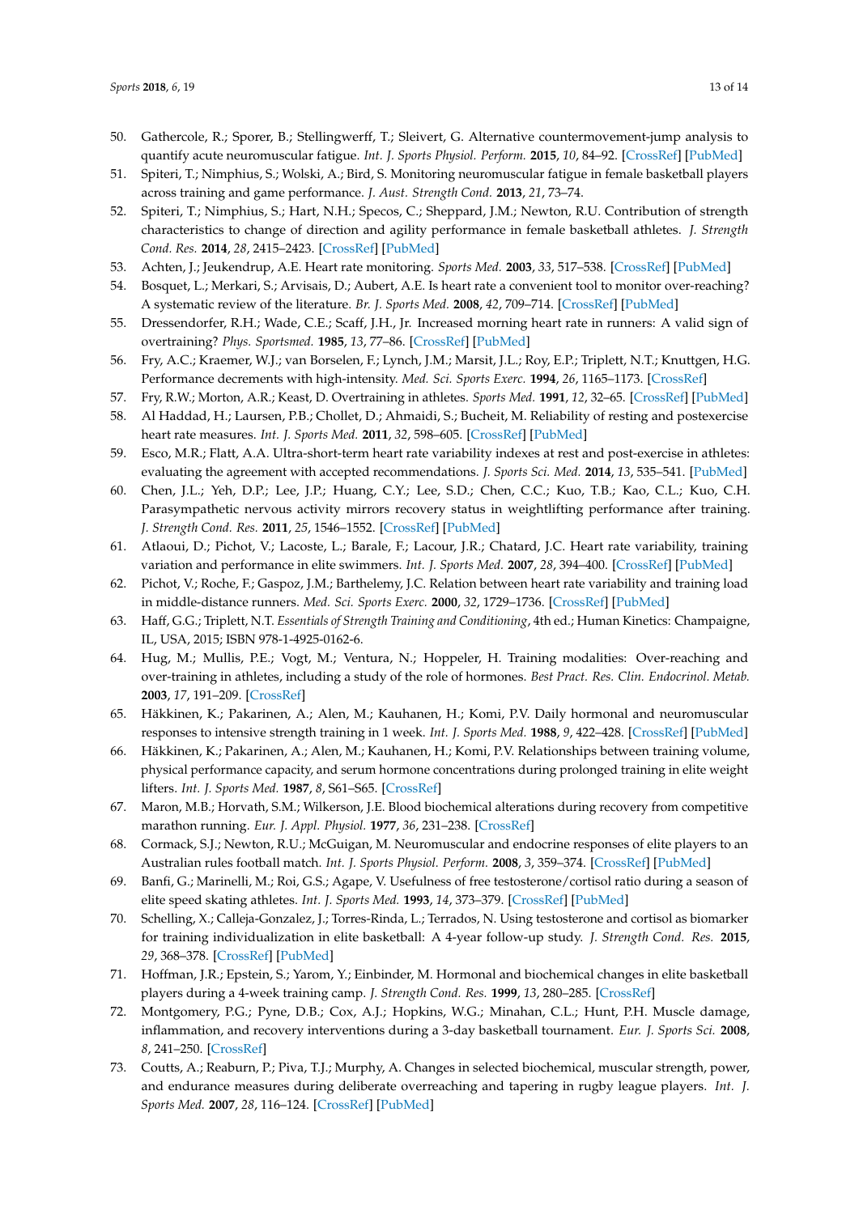50. Gathercole, R.; Sporer, B.; Stellingwerff, T.; Sleivert, G. Alternative countermovement-jump analysis to quantify acute neuromuscular fatigue. *Int. J. Sports Physiol. Perform.* **2015**, *10*, 84–92. [CrossRef] [PubMed]
51. Spiteri, T.; Nimphius, S.; Wolski, A.; Bird, S. Monitoring neuromuscular fatigue in female basketball players across training and game performance. *J. Aust. Strength Cond.* **2013**, *21*, 73–74.
52. Spiteri, T.; Nimphius, S.; Hart, N.H.; Specos, C.; Sheppard, J.M.; Newton, R.U. Contribution of strength characteristics to change of direction and agility performance in female basketball athletes. *J. Strength Cond. Res.* **2014**, *28*, 2415–2423. [CrossRef] [PubMed]
53. Achten, J.; Jeukendrup, A.E. Heart rate monitoring. *Sports Med.* **2003**, *33*, 517–538. [CrossRef] [PubMed]
54. Bosquet, L.; Merkari, S.; Arvisais, D.; Aubert, A.E. Is heart rate a convenient tool to monitor over-reaching? A systematic review of the literature. *Br. J. Sports Med.* **2008**, *42*, 709–714. [CrossRef] [PubMed]
55. Dressendorfer, R.H.; Wade, C.E.; Scaff, J.H., Jr. Increased morning heart rate in runners: A valid sign of overtraining? *Phys. Sportsmed.* **1985**, *13*, 77–86. [CrossRef] [PubMed]
56. Fry, A.C.; Kraemer, W.J.; van Borselen, F.; Lynch, J.M.; Marsit, J.L.; Roy, E.P.; Triplett, N.T.; Knuttgen, H.G. Performance decrements with high-intensity. *Med. Sci. Sports Exerc.* **1994**, *26*, 1165–1173. [CrossRef]
57. Fry, R.W.; Morton, A.R.; Keast, D. Overtraining in athletes. *Sports Med.* **1991**, *12*, 32–65. [CrossRef] [PubMed]
58. Al Haddad, H.; Laursen, P.B.; Chollet, D.; Ahmaidi, S.; Bucheit, M. Reliability of resting and postexercise heart rate measures. *Int. J. Sports Med.* **2011**, *32*, 598–605. [CrossRef] [PubMed]
59. Esco, M.R.; Flatt, A.A. Ultra-short-term heart rate variability indexes at rest and post-exercise in athletes: evaluating the agreement with accepted recommendations. *J. Sports Sci. Med.* **2014**, *13*, 535–541. [PubMed]
60. Chen, J.L.; Yeh, D.P.; Lee, J.P.; Huang, C.Y.; Lee, S.D.; Chen, C.C.; Kuo, T.B.; Kao, C.L.; Kuo, C.H. Parasympathetic nervous activity mirrors recovery status in weightlifting performance after training. *J. Strength Cond. Res.* **2011**, *25*, 1546–1552. [CrossRef] [PubMed]
61. Atlaoui, D.; Pichot, V.; Lacoste, L.; Barale, F.; Lacour, J.R.; Chatard, J.C. Heart rate variability, training variation and performance in elite swimmers. *Int. J. Sports Med.* **2007**, *28*, 394–400. [CrossRef] [PubMed]
62. Pichot, V.; Roche, F.; Gaspoz, J.M.; Barthelemy, J.C. Relation between heart rate variability and training load in middle-distance runners. *Med. Sci. Sports Exerc.* **2000**, *32*, 1729–1736. [CrossRef] [PubMed]
63. Haff, G.G.; Triplett, N.T. *Essentials of Strength Training and Conditioning*, 4th ed.; Human Kinetics: Champaigne, IL, USA, 2015; ISBN 978-1-4925-0162-6.
64. Hug, M.; Mullis, P.E.; Vogt, M.; Ventura, N.; Hoppeler, H. Training modalities: Over-reaching and over-training in athletes, including a study of the role of hormones. *Best Pract. Res. Clin. Endocrinol. Metab.* **2003**, *17*, 191–209. [CrossRef]
65. Häkkinen, K.; Pakarinen, A.; Alen, M.; Kauhanen, H.; Komi, P.V. Daily hormonal and neuromuscular responses to intensive strength training in 1 week. *Int. J. Sports Med.* **1988**, *9*, 422–428. [CrossRef] [PubMed]
66. Häkkinen, K.; Pakarinen, A.; Alen, M.; Kauhanen, H.; Komi, P.V. Relationships between training volume, physical performance capacity, and serum hormone concentrations during prolonged training in elite weight lifters. *Int. J. Sports Med.* **1987**, *8*, S61–S65. [CrossRef]
67. Maron, M.B.; Horvath, S.M.; Wilkerson, J.E. Blood biochemical alterations during recovery from competitive marathon running. *Eur. J. Appl. Physiol.* **1977**, *36*, 231–238. [CrossRef]
68. Cormack, S.J.; Newton, R.U.; McGuigan, M. Neuromuscular and endocrine responses of elite players to an Australian rules football match. *Int. J. Sports Physiol. Perform.* **2008**, *3*, 359–374. [CrossRef] [PubMed]
69. Banfi, G.; Marinelli, M.; Roi, G.S.; Agape, V. Usefulness of free testosterone/cortisol ratio during a season of elite speed skating athletes. *Int. J. Sports Med.* **1993**, *14*, 373–379. [CrossRef] [PubMed]
70. Schelling, X.; Calleja-Gonzalez, J.; Torres-Rinda, L.; Terrados, N. Using testosterone and cortisol as biomarker for training individualization in elite basketball: A 4-year follow-up study. *J. Strength Cond. Res.* **2015**, *29*, 368–378. [CrossRef] [PubMed]
71. Hoffman, J.R.; Epstein, S.; Yarom, Y.; Einbinder, M. Hormonal and biochemical changes in elite basketball players during a 4-week training camp. *J. Strength Cond. Res.* **1999**, *13*, 280–285. [CrossRef]
72. Montgomery, P.G.; Pyne, D.B.; Cox, A.J.; Hopkins, W.G.; Minahan, C.L.; Hunt, P.H. Muscle damage, inflammation, and recovery interventions during a 3-day basketball tournament. *Eur. J. Sports Sci.* **2008**, *8*, 241–250. [CrossRef]
73. Coutts, A.; Reaburn, P.; Piva, T.J.; Murphy, A. Changes in selected biochemical, muscular strength, power, and endurance measures during deliberate overreaching and tapering in rugby league players. *Int. J. Sports Med.* **2007**, *28*, 116–124. [CrossRef] [PubMed]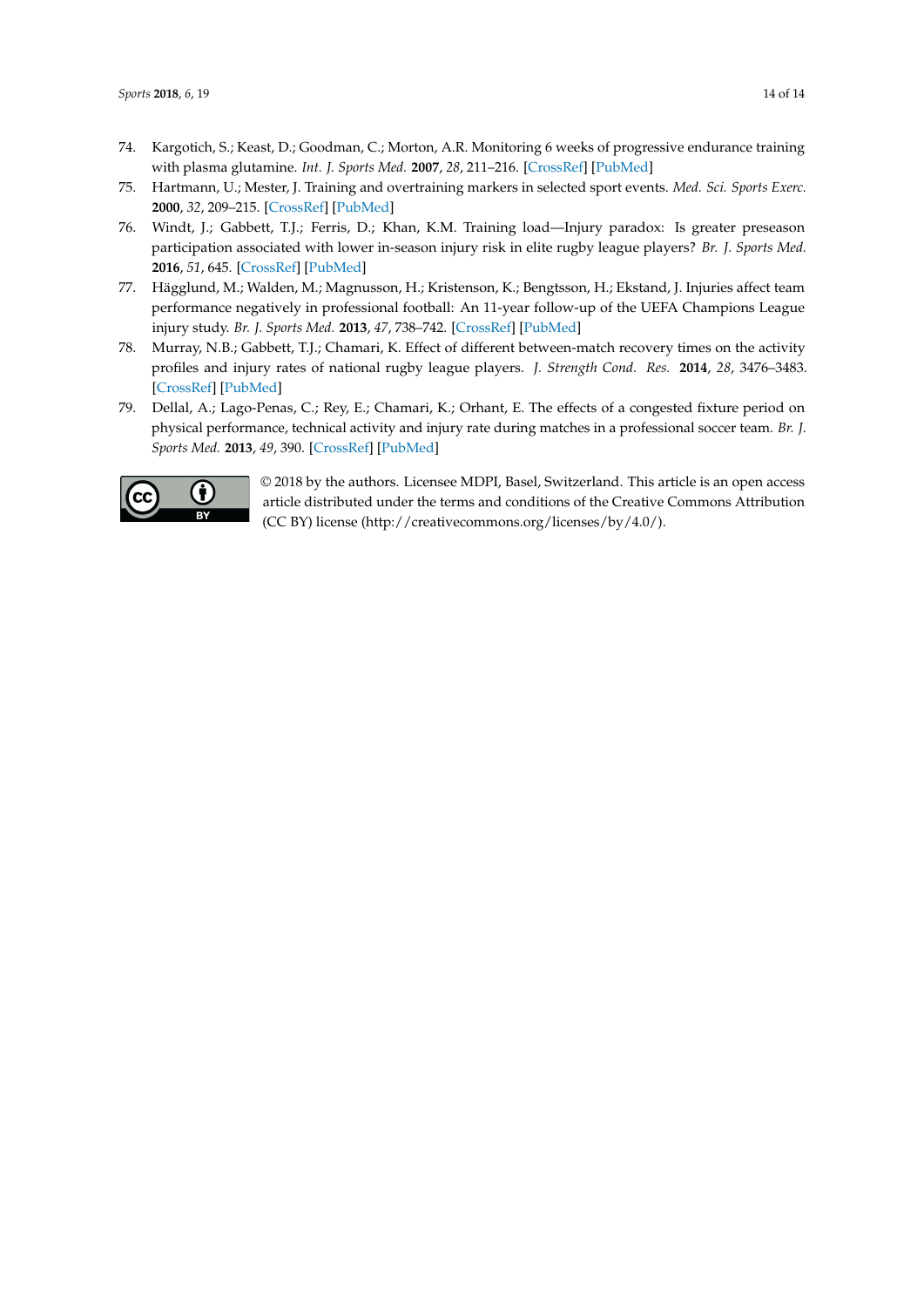74. Kargotich, S.; Keast, D.; Goodman, C.; Morton, A.R. Monitoring 6 weeks of progressive endurance training with plasma glutamine. *Int. J. Sports Med.* **2007**, *28*, 211–216. [CrossRef] [PubMed]
75. Hartmann, U.; Mester, J. Training and overtraining markers in selected sport events. *Med. Sci. Sports Exerc.* **2000**, *32*, 209–215. [CrossRef] [PubMed]
76. Windt, J.; Gabbett, T.J.; Ferris, D.; Khan, K.M. Training load—Injury paradox: Is greater preseason participation associated with lower in-season injury risk in elite rugby league players? *Br. J. Sports Med.* **2016**, *51*, 645. [CrossRef] [PubMed]
77. Hägglund, M.; Walden, M.; Magnusson, H.; Kristenson, K.; Bengtsson, H.; Ekstand, J. Injuries affect team performance negatively in professional football: An 11-year follow-up of the UEFA Champions League injury study. *Br. J. Sports Med.* **2013**, *47*, 738–742. [CrossRef] [PubMed]
78. Murray, N.B.; Gabbett, T.J.; Chamari, K. Effect of different between-match recovery times on the activity profiles and injury rates of national rugby league players. *J. Strength Cond. Res.* **2014**, *28*, 3476–3483. [CrossRef] [PubMed]
79. Dellal, A.; Lago-Penas, C.; Rey, E.; Chamari, K.; Orhant, E. The effects of a congested fixture period on physical performance, technical activity and injury rate during matches in a professional soccer team. *Br. J. Sports Med.* **2013**, *49*, 390. [CrossRef] [PubMed]

© 2018 by the authors. Licensee MDPI, Basel, Switzerland. This article is an open access article distributed under the terms and conditions of the Creative Commons Attribution (CC BY) license (http://creativecommons.org/licenses/by/4.0/).